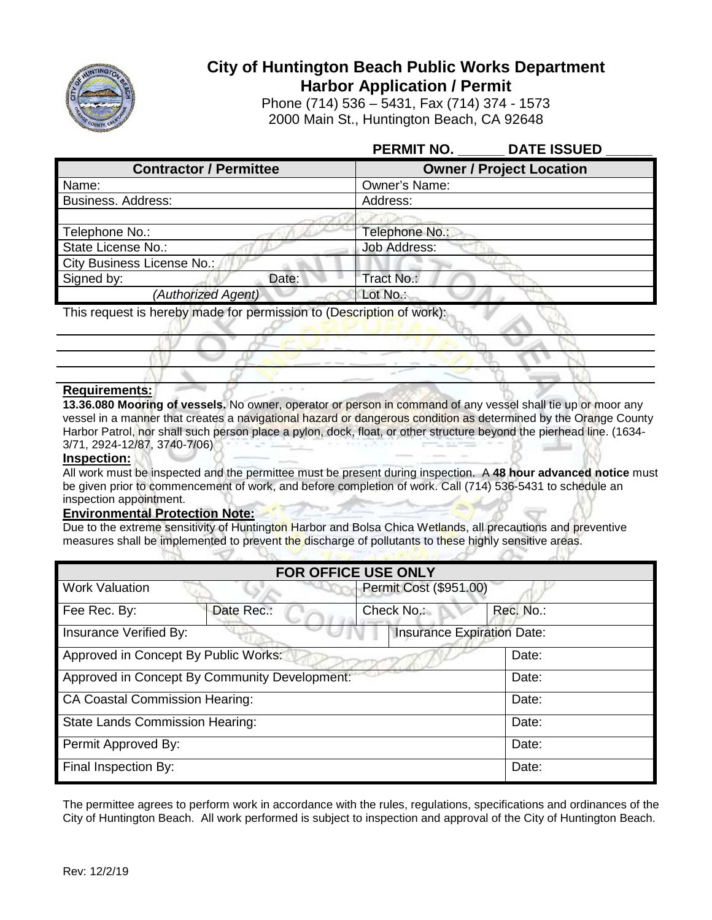# City of Huntington Beach Public Works Department
## Harbor Application / Permit

Phone (714) 536 – 5431, Fax (714) 374 - 1573
2000 Main St., Huntington Beach, CA 92648

**PERMIT NO. ______ DATE ISSUED ______**

| Contractor / Permittee | | Owner / Project Location |
|---|---|---|
| Name: | | Owner's Name: |
| Business. Address: | | Address: |
| | | |
| Telephone No.: | | Telephone No.: |
| State License No.: | | Job Address: |
| City Business License No.: | | |
| Signed by: | Date: | Tract No.: |
| *(Authorized Agent)* | | Lot No.: |

This request is hereby made for permission to (Description of work):

______________________________________________________________________

______________________________________________________________________

______________________________________________________________________

______________________________________________________________________

**Requirements:**

**13.36.080 Mooring of vessels.** No owner, operator or person in command of any vessel shall tie up or moor any vessel in a manner that creates a navigational hazard or dangerous condition as determined by the Orange County Harbor Patrol, nor shall such person place a pylon, dock, float, or other structure beyond the pierhead line. (1634-3/71, 2924-12/87, 3740-7/06)

**Inspection:**

All work must be inspected and the permittee must be present during inspection. A **48 hour advanced notice** must be given prior to commencement of work, and before completion of work. Call (714) 536-5431 to schedule an inspection appointment.

**Environmental Protection Note:**

Due to the extreme sensitivity of Huntington Harbor and Bolsa Chica Wetlands, all precautions and preventive measures shall be implemented to prevent the discharge of pollutants to these highly sensitive areas.

| FOR OFFICE USE ONLY | | | |
|---|---|---|---|
| Work Valuation | | Permit Cost ($951.00) | |
| Fee Rec. By: | Date Rec.: | Check No.: | Rec. No.: |
| Insurance Verified By: | | Insurance Expiration Date: | |
| Approved in Concept By Public Works: | | | Date: |
| Approved in Concept By Community Development: | | | Date: |
| CA Coastal Commission Hearing: | | | Date: |
| State Lands Commission Hearing: | | | Date: |
| Permit Approved By: | | | Date: |
| Final Inspection By: | | | Date: |

The permittee agrees to perform work in accordance with the rules, regulations, specifications and ordinances of the City of Huntington Beach. All work performed is subject to inspection and approval of the City of Huntington Beach.

Rev: 12/2/19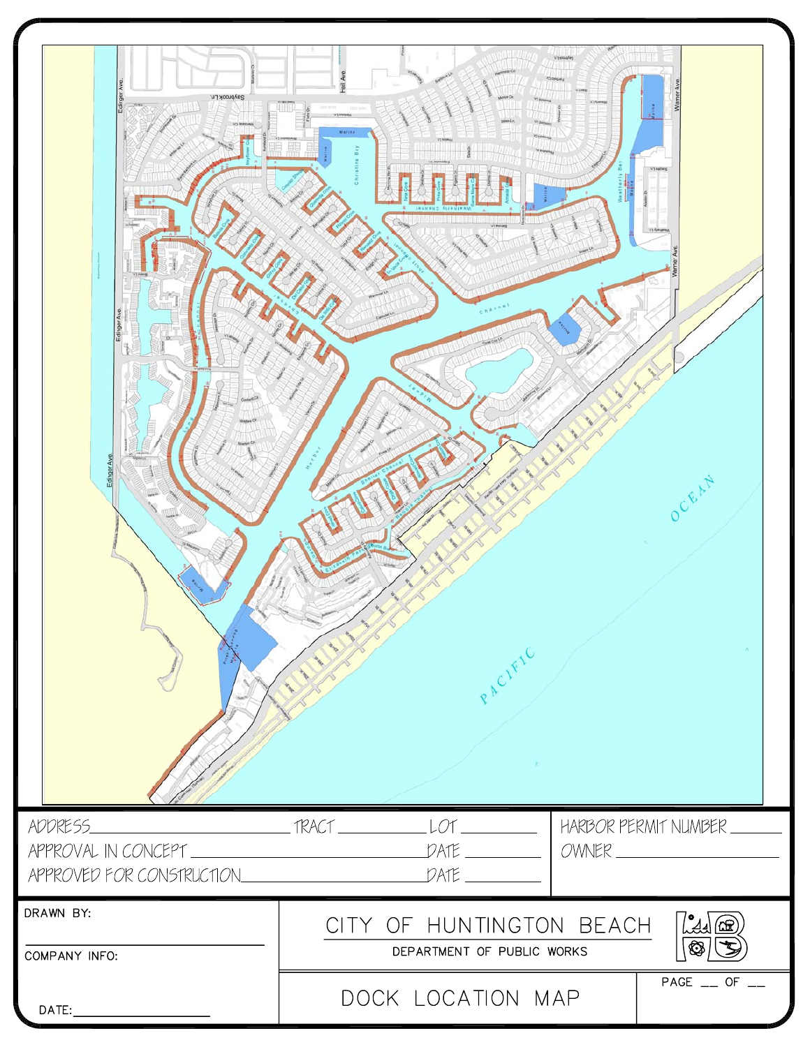ADDRESS\_\_\_\_\_\_\_\_\_\_\_\_\_\_\_\_\_\_\_\_ TRACT \_\_\_\_\_\_\_\_\_\_ LOT \_\_\_\_\_\_\_\_\_\_

APPROVAL IN CONCEPT \_\_\_\_\_\_\_\_\_\_\_\_\_\_\_\_\_\_\_\_ DATE \_\_\_\_\_\_\_\_\_\_

APPROVED FOR CONSTRUCTION \_\_\_\_\_\_\_\_\_\_\_\_\_\_\_\_\_\_\_\_ DATE \_\_\_\_\_\_\_\_\_\_

HARBOR PERMIT NUMBER \_\_\_\_\_\_\_\_\_\_

OWNER \_\_\_\_\_\_\_\_\_\_

DRAWN BY:

COMPANY INFO:

DATE: \_\_\_\_\_\_\_\_\_\_

# CITY OF HUNTINGTON BEACH

DEPARTMENT OF PUBLIC WORKS

## DOCK LOCATION MAP

PAGE \_\_ OF \_\_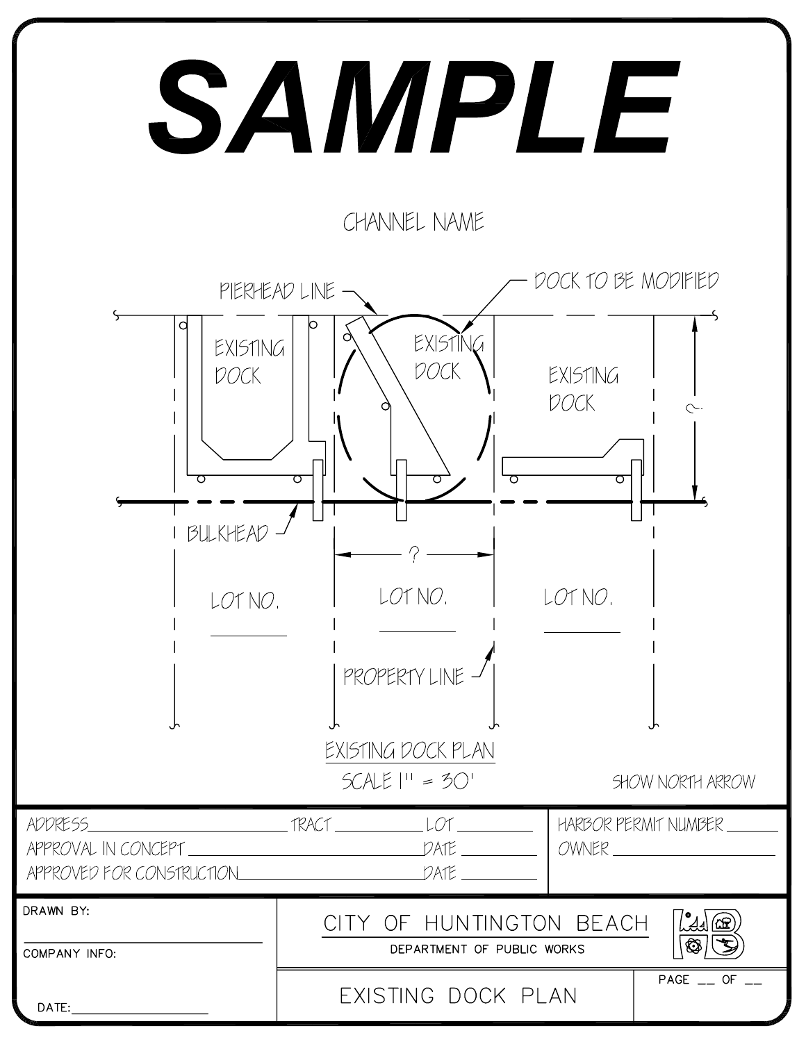# SAMPLE

CHANNEL NAME

PIERHEAD LINE

DOCK TO BE MODIFIED

EXISTING DOCK

EXISTING DOCK

EXISTING DOCK

?

BULKHEAD

?

LOT NO. ________

LOT NO. ________

LOT NO. ________

PROPERTY LINE

EXISTING DOCK PLAN

SCALE 1" = 30'

SHOW NORTH ARROW

ADDRESS________________ TRACT ________ LOT ________

APPROVAL IN CONCEPT ________________ DATE ________

APPROVED FOR CONSTRUCTION________________ DATE ________

HARBOR PERMIT NUMBER ________

OWNER ________________

DRAWN BY:

COMPANY INFO:

DATE:________________

CITY OF HUNTINGTON BEACH

DEPARTMENT OF PUBLIC WORKS

EXISTING DOCK PLAN

PAGE __ OF __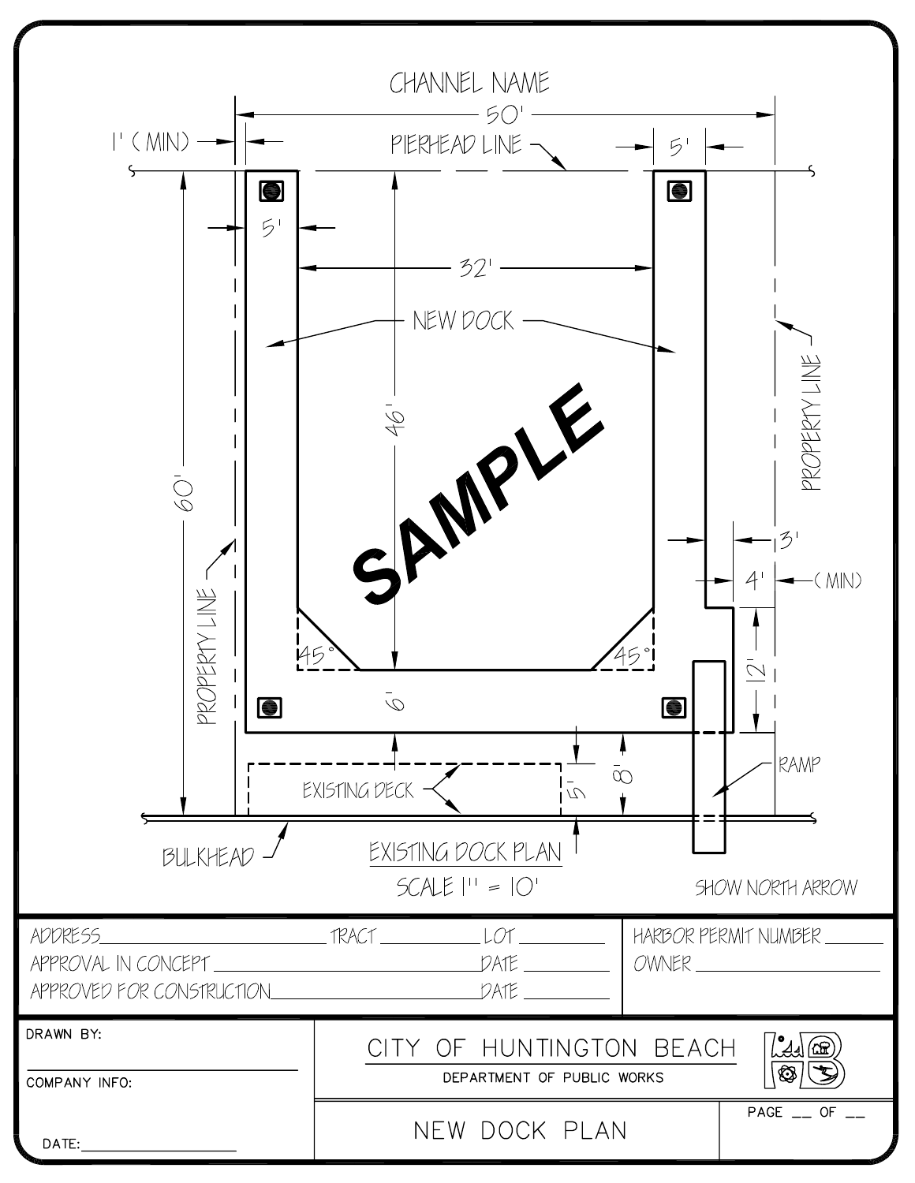CHANNEL NAME

50'

1' (MIN)

PIERHEAD LINE

5'

5'

32'

NEW DOCK

46'

60'

PROPERTY LINE

PROPERTY LINE

SAMPLE

3'

4' (MIN)

45°

45°

12'

6'

8'

5'

EXISTING DECK

RAMP

BULKHEAD

EXISTING DOCK PLAN

SCALE 1" = 10'

SHOW NORTH ARROW

| | |
|---|---|
| ADDRESS\_\_\_\_\_\_\_\_\_\_ TRACT\_\_\_\_\_\_\_\_\_\_ LOT\_\_\_\_\_\_\_\_\_\_ | HARBOR PERMIT NUMBER\_\_\_\_\_\_\_\_\_\_ |
| APPROVAL IN CONCEPT\_\_\_\_\_\_\_\_\_\_ DATE\_\_\_\_\_\_\_\_\_\_ | OWNER\_\_\_\_\_\_\_\_\_\_ |
| APPROVED FOR CONSTRUCTION\_\_\_\_\_\_\_\_\_\_ DATE\_\_\_\_\_\_\_\_\_\_ | |

| | | |
|---|---|---|
| DRAWN BY: | CITY OF HUNTINGTON BEACH<br>DEPARTMENT OF PUBLIC WORKS | |
| COMPANY INFO: | | |
| DATE:\_\_\_\_\_\_\_\_\_\_ | NEW DOCK PLAN | PAGE \_\_ OF \_\_ |